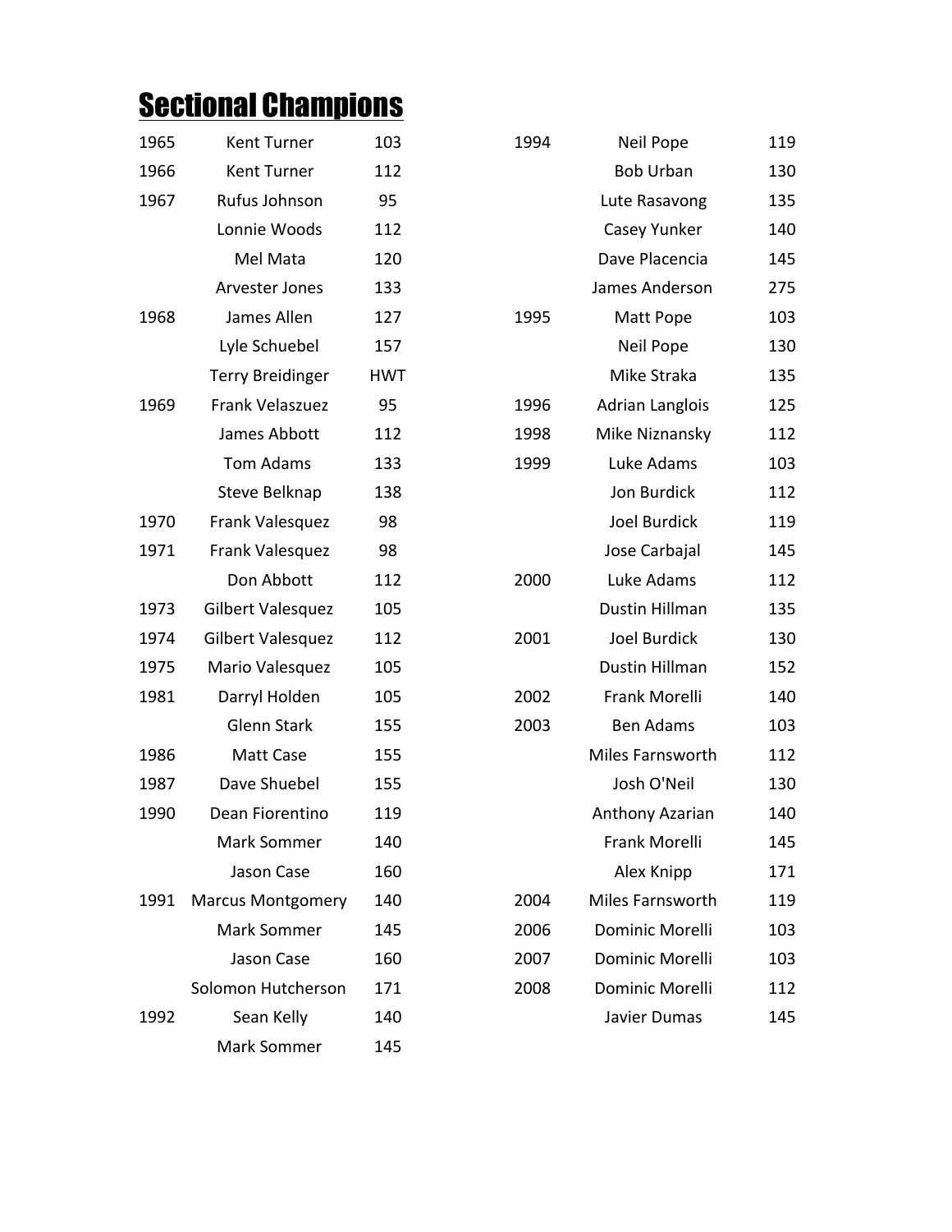# Sectional Champions

| Year | Name | Weight |
|---|---|---|
| 1965 | Kent Turner | 103 |
| 1966 | Kent Turner | 112 |
| 1967 | Rufus Johnson | 95 |
| | Lonnie Woods | 112 |
| | Mel Mata | 120 |
| | Arvester Jones | 133 |
| 1968 | James Allen | 127 |
| | Lyle Schuebel | 157 |
| | Terry Breidinger | HWT |
| 1969 | Frank Velaszuez | 95 |
| | James Abbott | 112 |
| | Tom Adams | 133 |
| | Steve Belknap | 138 |
| 1970 | Frank Valesquez | 98 |
| 1971 | Frank Valesquez | 98 |
| | Don Abbott | 112 |
| 1973 | Gilbert Valesquez | 105 |
| 1974 | Gilbert Valesquez | 112 |
| 1975 | Mario Valesquez | 105 |
| 1981 | Darryl Holden | 105 |
| | Glenn Stark | 155 |
| 1986 | Matt Case | 155 |
| 1987 | Dave Shuebel | 155 |
| 1990 | Dean Fiorentino | 119 |
| | Mark Sommer | 140 |
| | Jason Case | 160 |
| 1991 | Marcus Montgomery | 140 |
| | Mark Sommer | 145 |
| | Jason Case | 160 |
| | Solomon Hutcherson | 171 |
| 1992 | Sean Kelly | 140 |
| | Mark Sommer | 145 |
| 1994 | Neil Pope | 119 |
| | Bob Urban | 130 |
| | Lute Rasavong | 135 |
| | Casey Yunker | 140 |
| | Dave Placencia | 145 |
| | James Anderson | 275 |
| 1995 | Matt Pope | 103 |
| | Neil Pope | 130 |
| | Mike Straka | 135 |
| 1996 | Adrian Langlois | 125 |
| 1998 | Mike Niznansky | 112 |
| 1999 | Luke Adams | 103 |
| | Jon Burdick | 112 |
| | Joel Burdick | 119 |
| | Jose Carbajal | 145 |
| 2000 | Luke Adams | 112 |
| | Dustin Hillman | 135 |
| 2001 | Joel Burdick | 130 |
| | Dustin Hillman | 152 |
| 2002 | Frank Morelli | 140 |
| 2003 | Ben Adams | 103 |
| | Miles Farnsworth | 112 |
| | Josh O'Neil | 130 |
| | Anthony Azarian | 140 |
| | Frank Morelli | 145 |
| | Alex Knipp | 171 |
| 2004 | Miles Farnsworth | 119 |
| 2006 | Dominic Morelli | 103 |
| 2007 | Dominic Morelli | 103 |
| 2008 | Dominic Morelli | 112 |
| | Javier Dumas | 145 |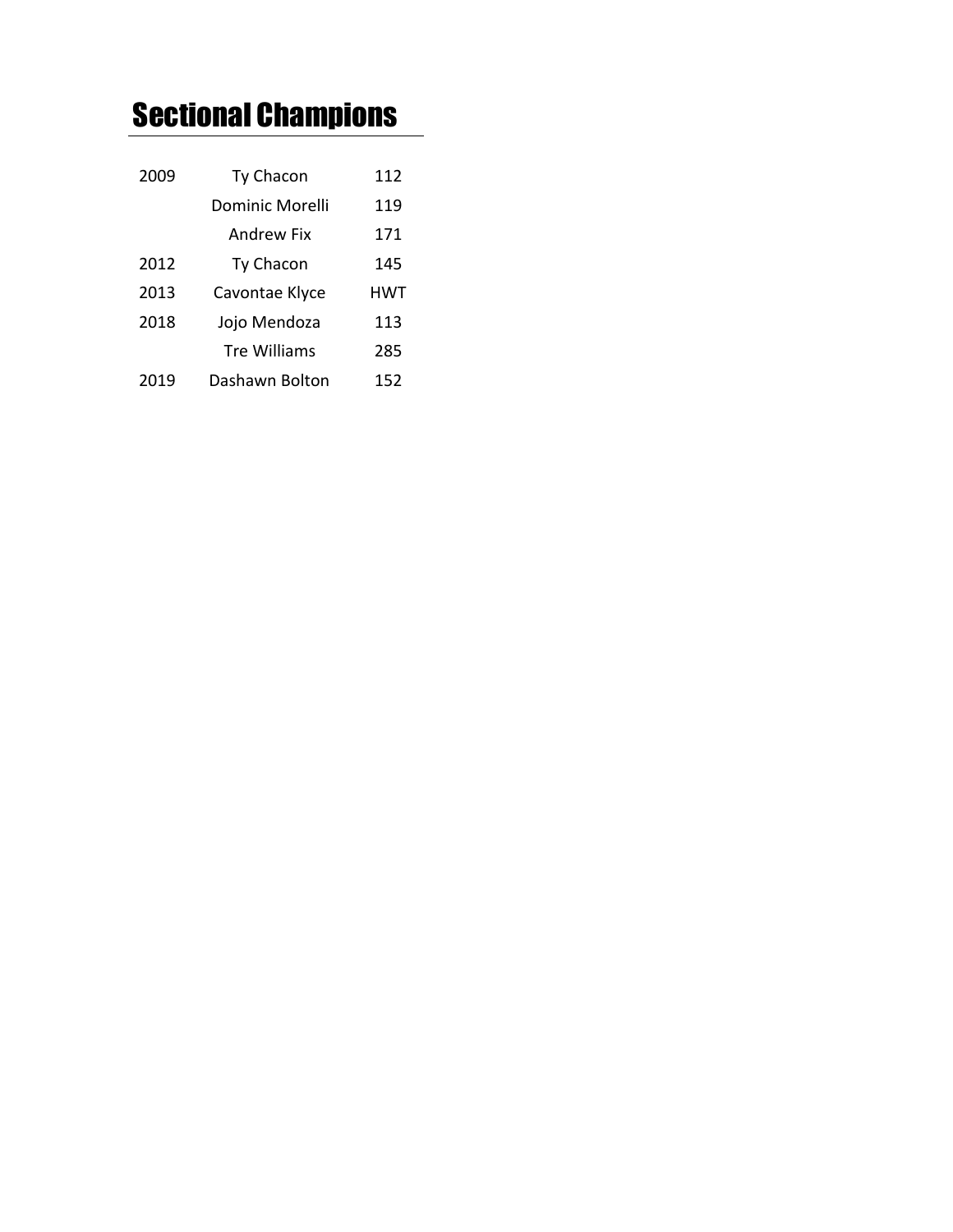# Sectional Champions

| | | |
|---|---|---|
| 2009 | Ty Chacon | 112 |
| | Dominic Morelli | 119 |
| | Andrew Fix | 171 |
| 2012 | Ty Chacon | 145 |
| 2013 | Cavontae Klyce | HWT |
| 2018 | Jojo Mendoza | 113 |
| | Tre Williams | 285 |
| 2019 | Dashawn Bolton | 152 |